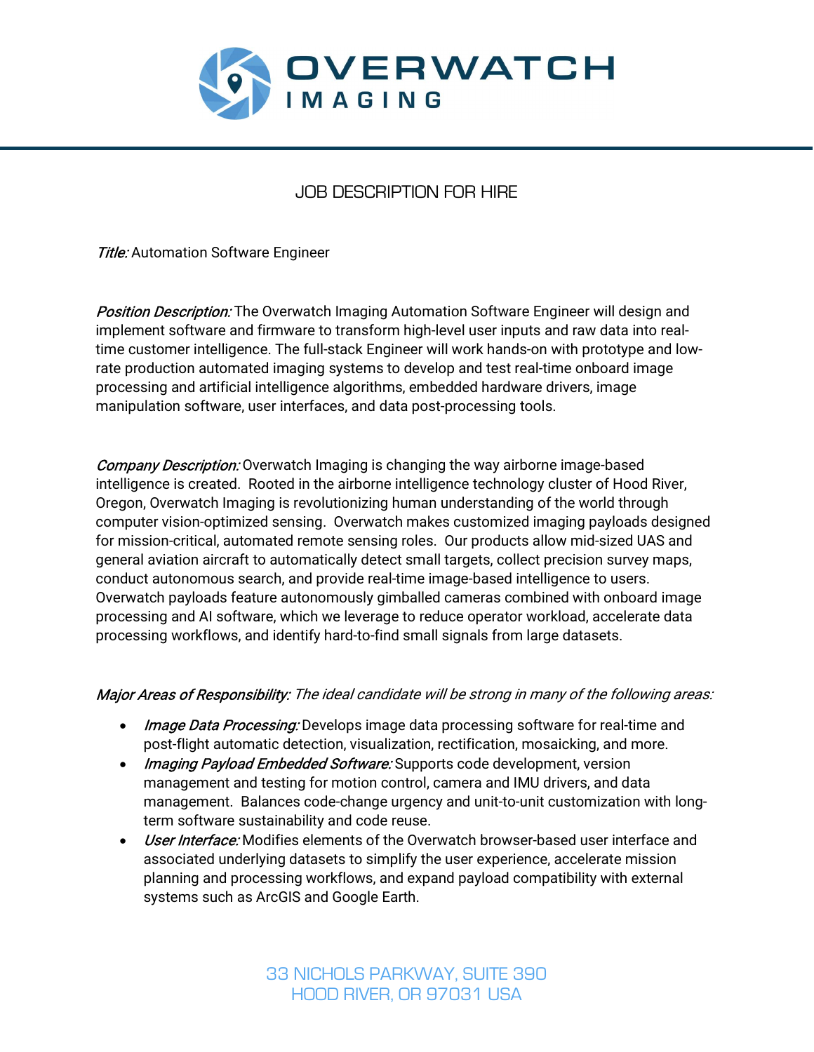# OVERWATCH IMAGING

## JOB DESCRIPTION FOR HIRE

*Title:* Automation Software Engineer

*Position Description:* The Overwatch Imaging Automation Software Engineer will design and implement software and firmware to transform high-level user inputs and raw data into real-time customer intelligence. The full-stack Engineer will work hands-on with prototype and low-rate production automated imaging systems to develop and test real-time onboard image processing and artificial intelligence algorithms, embedded hardware drivers, image manipulation software, user interfaces, and data post-processing tools.

*Company Description:* Overwatch Imaging is changing the way airborne image-based intelligence is created. Rooted in the airborne intelligence technology cluster of Hood River, Oregon, Overwatch Imaging is revolutionizing human understanding of the world through computer vision-optimized sensing. Overwatch makes customized imaging payloads designed for mission-critical, automated remote sensing roles. Our products allow mid-sized UAS and general aviation aircraft to automatically detect small targets, collect precision survey maps, conduct autonomous search, and provide real-time image-based intelligence to users. Overwatch payloads feature autonomously gimballed cameras combined with onboard image processing and AI software, which we leverage to reduce operator workload, accelerate data processing workflows, and identify hard-to-find small signals from large datasets.

*Major Areas of Responsibility: The ideal candidate will be strong in many of the following areas:*

- *Image Data Processing:* Develops image data processing software for real-time and post-flight automatic detection, visualization, rectification, mosaicking, and more.
- *Imaging Payload Embedded Software:* Supports code development, version management and testing for motion control, camera and IMU drivers, and data management. Balances code-change urgency and unit-to-unit customization with long-term software sustainability and code reuse.
- *User Interface:* Modifies elements of the Overwatch browser-based user interface and associated underlying datasets to simplify the user experience, accelerate mission planning and processing workflows, and expand payload compatibility with external systems such as ArcGIS and Google Earth.

33 NICHOLS PARKWAY, SUITE 390
HOOD RIVER, OR 97031 USA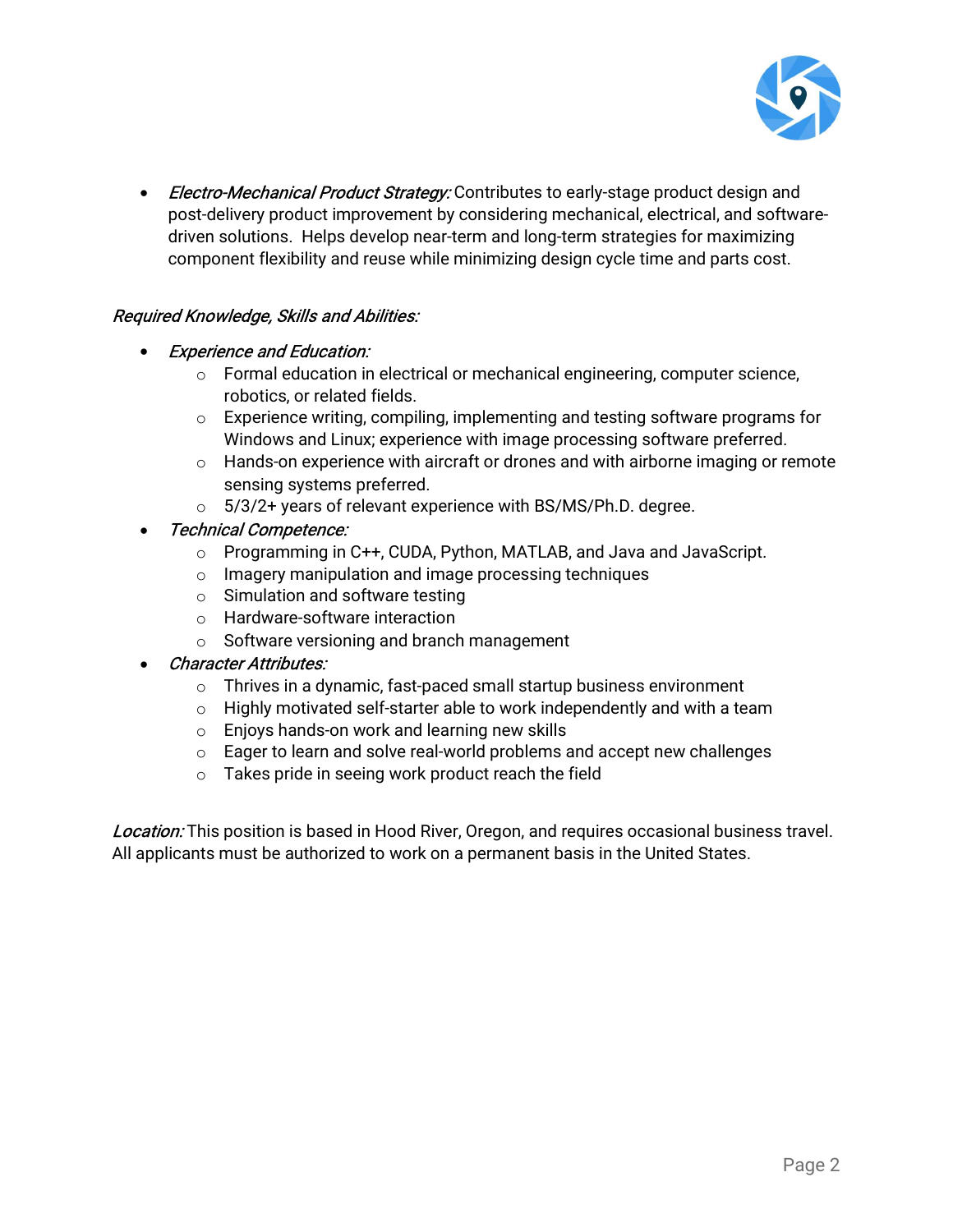- *Electro-Mechanical Product Strategy:* Contributes to early-stage product design and post-delivery product improvement by considering mechanical, electrical, and software-driven solutions. Helps develop near-term and long-term strategies for maximizing component flexibility and reuse while minimizing design cycle time and parts cost.

*Required Knowledge, Skills and Abilities:*

- *Experience and Education:*
  - Formal education in electrical or mechanical engineering, computer science, robotics, or related fields.
  - Experience writing, compiling, implementing and testing software programs for Windows and Linux; experience with image processing software preferred.
  - Hands-on experience with aircraft or drones and with airborne imaging or remote sensing systems preferred.
  - 5/3/2+ years of relevant experience with BS/MS/Ph.D. degree.
- *Technical Competence:*
  - Programming in C++, CUDA, Python, MATLAB, and Java and JavaScript.
  - Imagery manipulation and image processing techniques
  - Simulation and software testing
  - Hardware-software interaction
  - Software versioning and branch management
- *Character Attributes:*
  - Thrives in a dynamic, fast-paced small startup business environment
  - Highly motivated self-starter able to work independently and with a team
  - Enjoys hands-on work and learning new skills
  - Eager to learn and solve real-world problems and accept new challenges
  - Takes pride in seeing work product reach the field

*Location:* This position is based in Hood River, Oregon, and requires occasional business travel. All applicants must be authorized to work on a permanent basis in the United States.